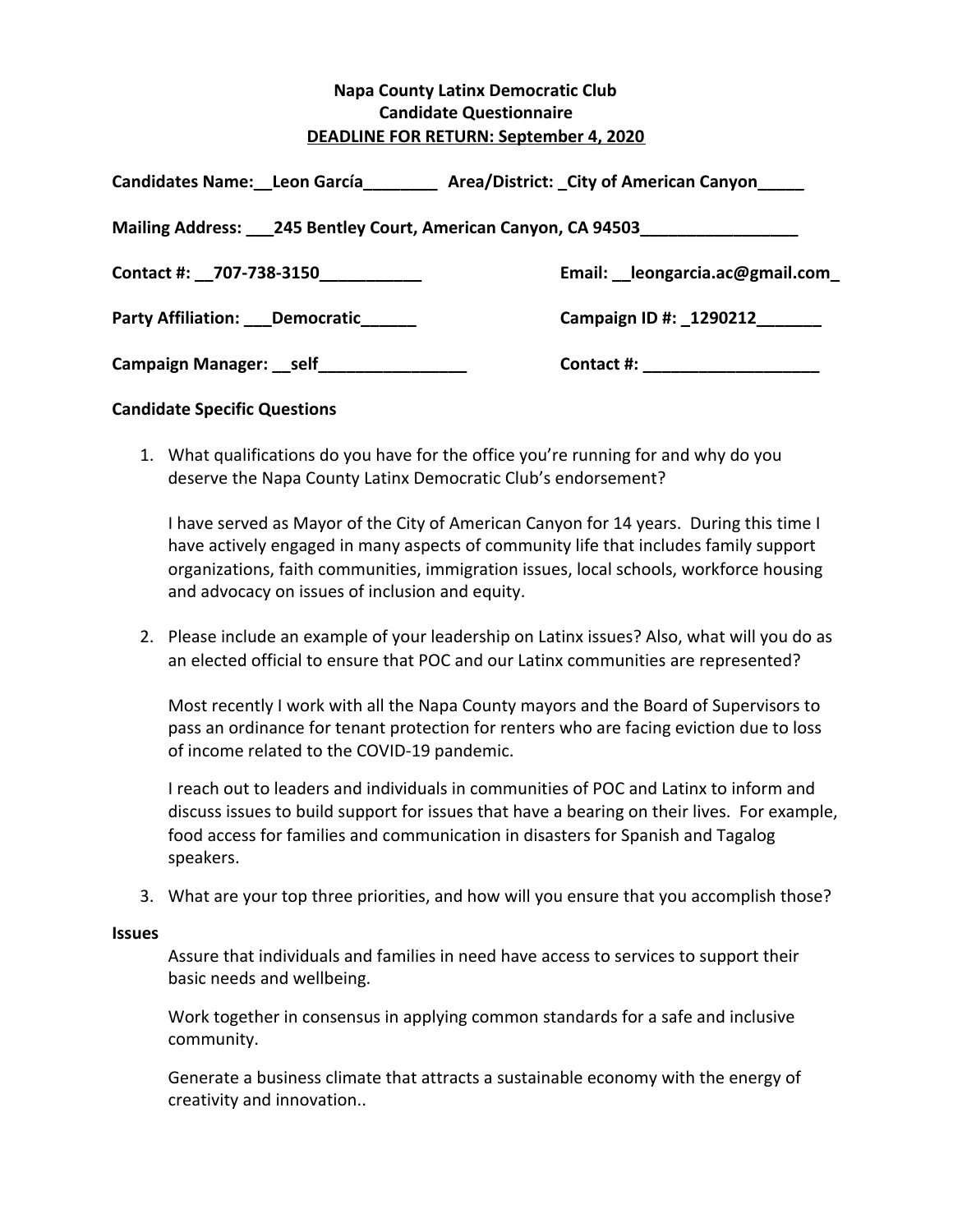**Napa County Latinx Democratic Club**
**Candidate Questionnaire**
**DEADLINE FOR RETURN: September 4, 2020**

**Candidates Name:__Leon García________ Area/District: _City of American Canyon_____**

**Mailing Address: ___245 Bentley Court, American Canyon, CA 94503_________________**

**Contact #: __707-738-3150___________** **Email: __leongarcia.ac@gmail.com_**

**Party Affiliation: ___Democratic______** **Campaign ID #: _1290212_______**

**Campaign Manager: __self________________** **Contact #: ___________________**

**Candidate Specific Questions**

1. What qualifications do you have for the office you're running for and why do you deserve the Napa County Latinx Democratic Club's endorsement?

   I have served as Mayor of the City of American Canyon for 14 years. During this time I have actively engaged in many aspects of community life that includes family support organizations, faith communities, immigration issues, local schools, workforce housing and advocacy on issues of inclusion and equity.

2. Please include an example of your leadership on Latinx issues? Also, what will you do as an elected official to ensure that POC and our Latinx communities are represented?

   Most recently I work with all the Napa County mayors and the Board of Supervisors to pass an ordinance for tenant protection for renters who are facing eviction due to loss of income related to the COVID-19 pandemic.

   I reach out to leaders and individuals in communities of POC and Latinx to inform and discuss issues to build support for issues that have a bearing on their lives. For example, food access for families and communication in disasters for Spanish and Tagalog speakers.

3. What are your top three priorities, and how will you ensure that you accomplish those?

**Issues**

Assure that individuals and families in need have access to services to support their basic needs and wellbeing.

Work together in consensus in applying common standards for a safe and inclusive community.

Generate a business climate that attracts a sustainable economy with the energy of creativity and innovation..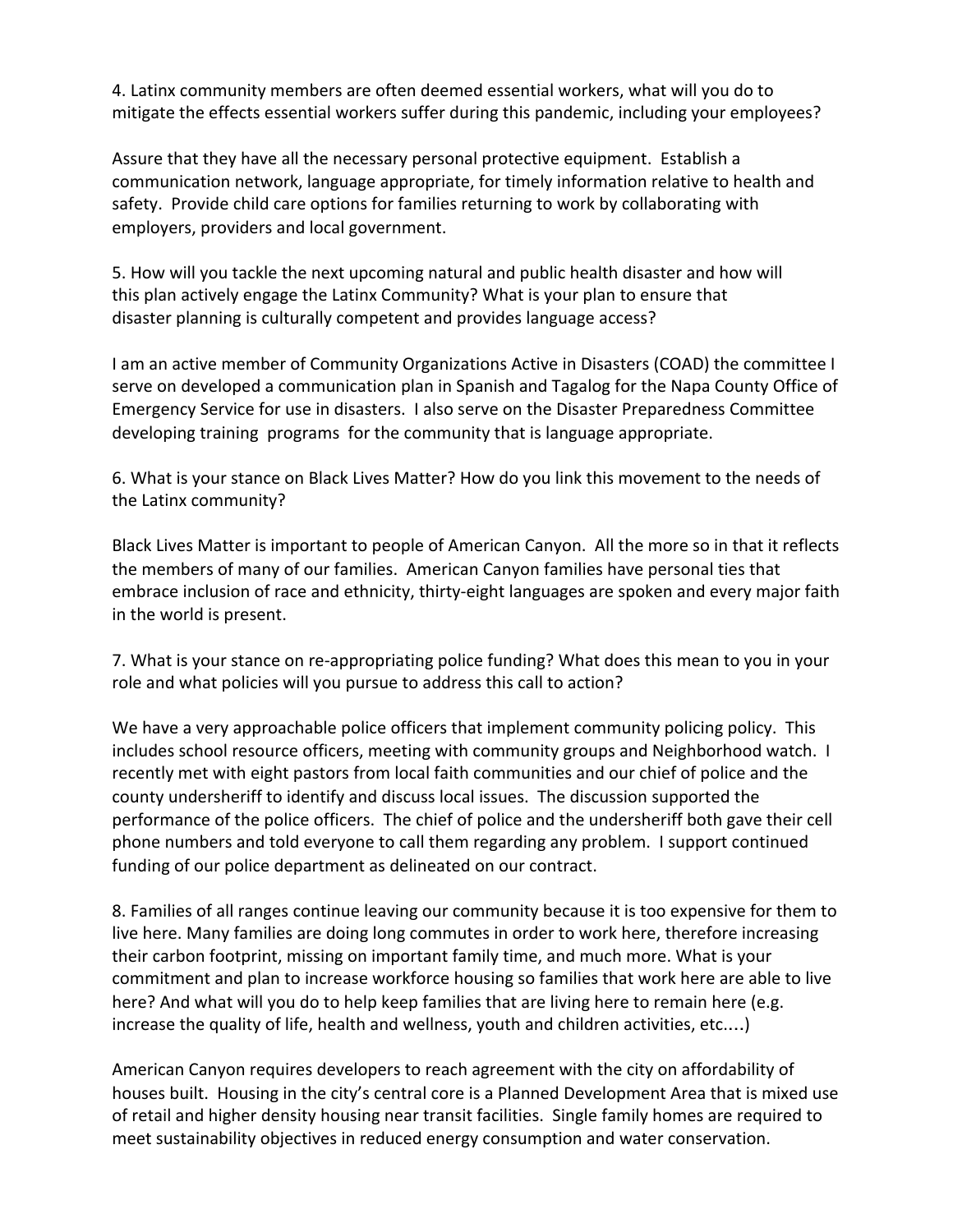4. Latinx community members are often deemed essential workers, what will you do to mitigate the effects essential workers suffer during this pandemic, including your employees?

Assure that they have all the necessary personal protective equipment. Establish a communication network, language appropriate, for timely information relative to health and safety. Provide child care options for families returning to work by collaborating with employers, providers and local government.

5. How will you tackle the next upcoming natural and public health disaster and how will this plan actively engage the Latinx Community? What is your plan to ensure that disaster planning is culturally competent and provides language access?

I am an active member of Community Organizations Active in Disasters (COAD) the committee I serve on developed a communication plan in Spanish and Tagalog for the Napa County Office of Emergency Service for use in disasters. I also serve on the Disaster Preparedness Committee developing training programs for the community that is language appropriate.

6. What is your stance on Black Lives Matter? How do you link this movement to the needs of the Latinx community?

Black Lives Matter is important to people of American Canyon. All the more so in that it reflects the members of many of our families. American Canyon families have personal ties that embrace inclusion of race and ethnicity, thirty-eight languages are spoken and every major faith in the world is present.

7. What is your stance on re-appropriating police funding? What does this mean to you in your role and what policies will you pursue to address this call to action?

We have a very approachable police officers that implement community policing policy. This includes school resource officers, meeting with community groups and Neighborhood watch. I recently met with eight pastors from local faith communities and our chief of police and the county undersheriff to identify and discuss local issues. The discussion supported the performance of the police officers. The chief of police and the undersheriff both gave their cell phone numbers and told everyone to call them regarding any problem. I support continued funding of our police department as delineated on our contract.

8. Families of all ranges continue leaving our community because it is too expensive for them to live here. Many families are doing long commutes in order to work here, therefore increasing their carbon footprint, missing on important family time, and much more. What is your commitment and plan to increase workforce housing so families that work here are able to live here? And what will you do to help keep families that are living here to remain here (e.g. increase the quality of life, health and wellness, youth and children activities, etc....)

American Canyon requires developers to reach agreement with the city on affordability of houses built. Housing in the city's central core is a Planned Development Area that is mixed use of retail and higher density housing near transit facilities. Single family homes are required to meet sustainability objectives in reduced energy consumption and water conservation.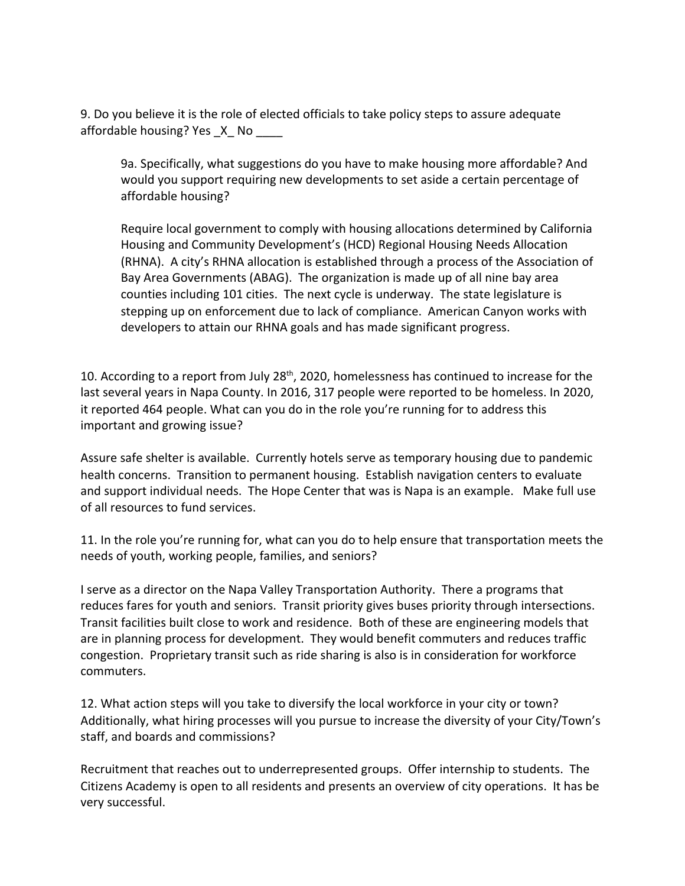9. Do you believe it is the role of elected officials to take policy steps to assure adequate affordable housing? Yes _X_ No ____

> 9a. Specifically, what suggestions do you have to make housing more affordable? And would you support requiring new developments to set aside a certain percentage of affordable housing?
>
> Require local government to comply with housing allocations determined by California Housing and Community Development's (HCD) Regional Housing Needs Allocation (RHNA). A city's RHNA allocation is established through a process of the Association of Bay Area Governments (ABAG). The organization is made up of all nine bay area counties including 101 cities. The next cycle is underway. The state legislature is stepping up on enforcement due to lack of compliance. American Canyon works with developers to attain our RHNA goals and has made significant progress.

10. According to a report from July 28th, 2020, homelessness has continued to increase for the last several years in Napa County. In 2016, 317 people were reported to be homeless. In 2020, it reported 464 people. What can you do in the role you're running for to address this important and growing issue?

Assure safe shelter is available. Currently hotels serve as temporary housing due to pandemic health concerns. Transition to permanent housing. Establish navigation centers to evaluate and support individual needs. The Hope Center that was is Napa is an example. Make full use of all resources to fund services.

11. In the role you're running for, what can you do to help ensure that transportation meets the needs of youth, working people, families, and seniors?

I serve as a director on the Napa Valley Transportation Authority. There a programs that reduces fares for youth and seniors. Transit priority gives buses priority through intersections. Transit facilities built close to work and residence. Both of these are engineering models that are in planning process for development. They would benefit commuters and reduces traffic congestion. Proprietary transit such as ride sharing is also is in consideration for workforce commuters.

12. What action steps will you take to diversify the local workforce in your city or town? Additionally, what hiring processes will you pursue to increase the diversity of your City/Town's staff, and boards and commissions?

Recruitment that reaches out to underrepresented groups. Offer internship to students. The Citizens Academy is open to all residents and presents an overview of city operations. It has be very successful.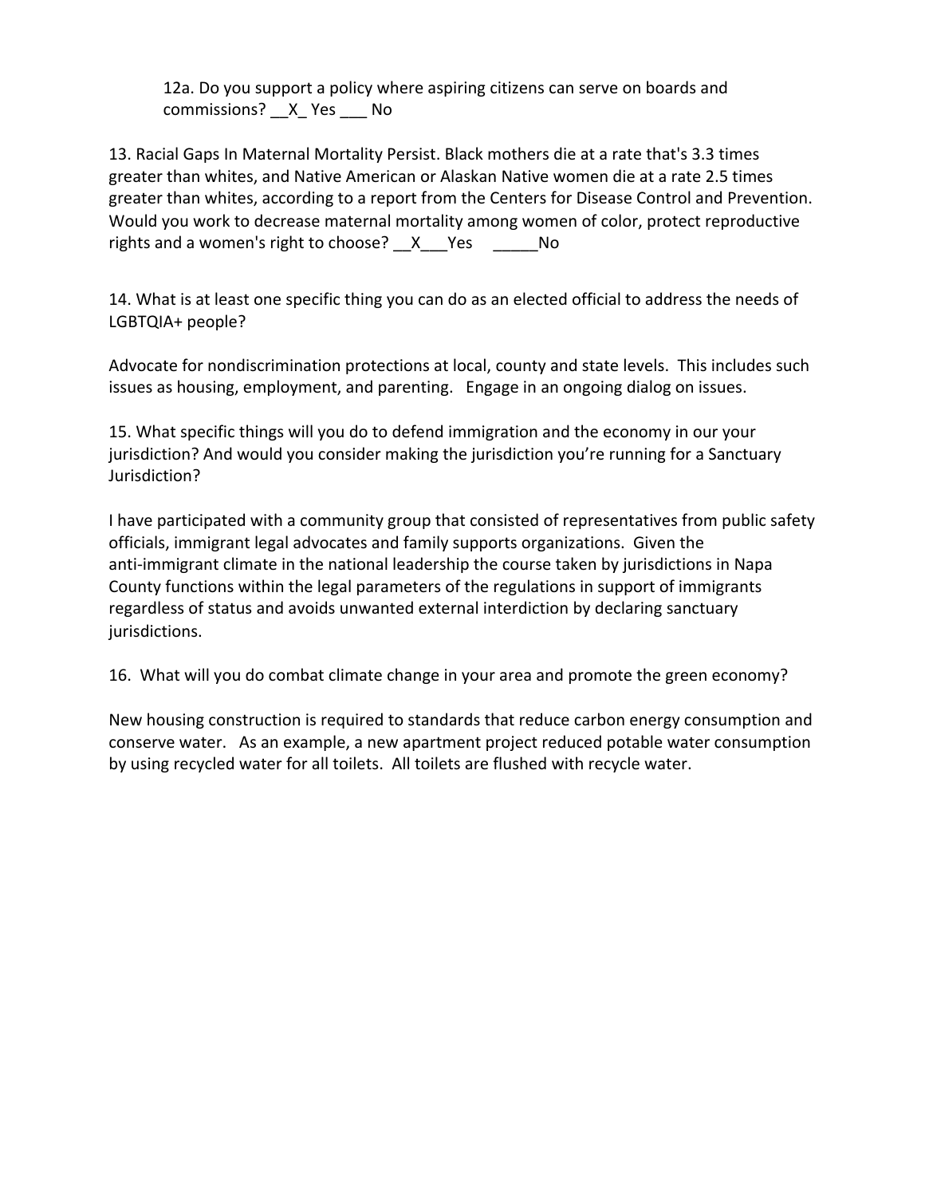12a. Do you support a policy where aspiring citizens can serve on boards and commissions? __X_ Yes ___ No

13. Racial Gaps In Maternal Mortality Persist. Black mothers die at a rate that's 3.3 times greater than whites, and Native American or Alaskan Native women die at a rate 2.5 times greater than whites, according to a report from the Centers for Disease Control and Prevention. Would you work to decrease maternal mortality among women of color, protect reproductive rights and a women's right to choose? __X___Yes _____No

14. What is at least one specific thing you can do as an elected official to address the needs of LGBTQIA+ people?

Advocate for nondiscrimination protections at local, county and state levels. This includes such issues as housing, employment, and parenting. Engage in an ongoing dialog on issues.

15. What specific things will you do to defend immigration and the economy in our your jurisdiction? And would you consider making the jurisdiction you're running for a Sanctuary Jurisdiction?

I have participated with a community group that consisted of representatives from public safety officials, immigrant legal advocates and family supports organizations. Given the anti-immigrant climate in the national leadership the course taken by jurisdictions in Napa County functions within the legal parameters of the regulations in support of immigrants regardless of status and avoids unwanted external interdiction by declaring sanctuary jurisdictions.

16. What will you do combat climate change in your area and promote the green economy?

New housing construction is required to standards that reduce carbon energy consumption and conserve water. As an example, a new apartment project reduced potable water consumption by using recycled water for all toilets. All toilets are flushed with recycle water.